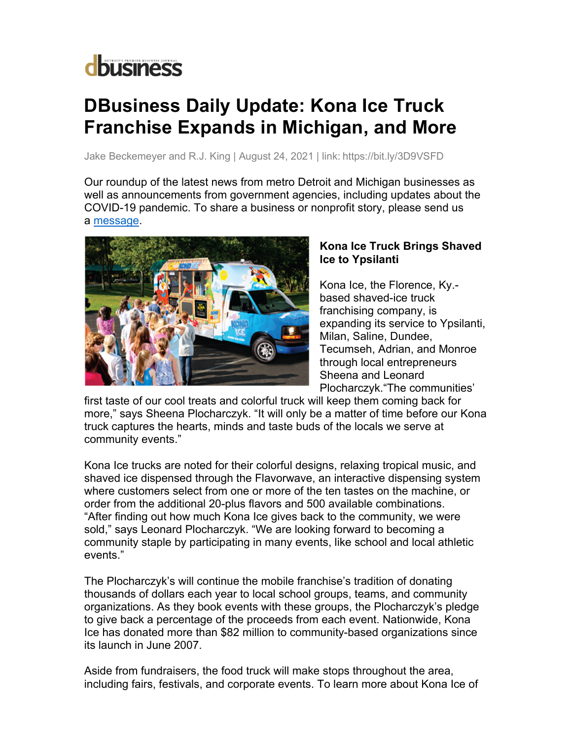dbusiness

# DBusiness Daily Update: Kona Ice Truck Franchise Expands in Michigan, and More

Jake Beckemeyer and R.J. King | August 24, 2021 | link: https://bit.ly/3D9VSFD

Our roundup of the latest news from metro Detroit and Michigan businesses as well as announcements from government agencies, including updates about the COVID-19 pandemic. To share a business or nonprofit story, please send us a message.

### Kona Ice Truck Brings Shaved Ice to Ypsilanti

Kona Ice, the Florence, Ky.-based shaved-ice truck franchising company, is expanding its service to Ypsilanti, Milan, Saline, Dundee, Tecumseh, Adrian, and Monroe through local entrepreneurs Sheena and Leonard Plocharczyk."The communities' first taste of our cool treats and colorful truck will keep them coming back for more," says Sheena Plocharczyk. "It will only be a matter of time before our Kona truck captures the hearts, minds and taste buds of the locals we serve at community events."

Kona Ice trucks are noted for their colorful designs, relaxing tropical music, and shaved ice dispensed through the Flavorwave, an interactive dispensing system where customers select from one or more of the ten tastes on the machine, or order from the additional 20-plus flavors and 500 available combinations. "After finding out how much Kona Ice gives back to the community, we were sold," says Leonard Plocharczyk. "We are looking forward to becoming a community staple by participating in many events, like school and local athletic events."

The Plocharczyk's will continue the mobile franchise's tradition of donating thousands of dollars each year to local school groups, teams, and community organizations. As they book events with these groups, the Plocharczyk's pledge to give back a percentage of the proceeds from each event. Nationwide, Kona Ice has donated more than $82 million to community-based organizations since its launch in June 2007.

Aside from fundraisers, the food truck will make stops throughout the area, including fairs, festivals, and corporate events. To learn more about Kona Ice of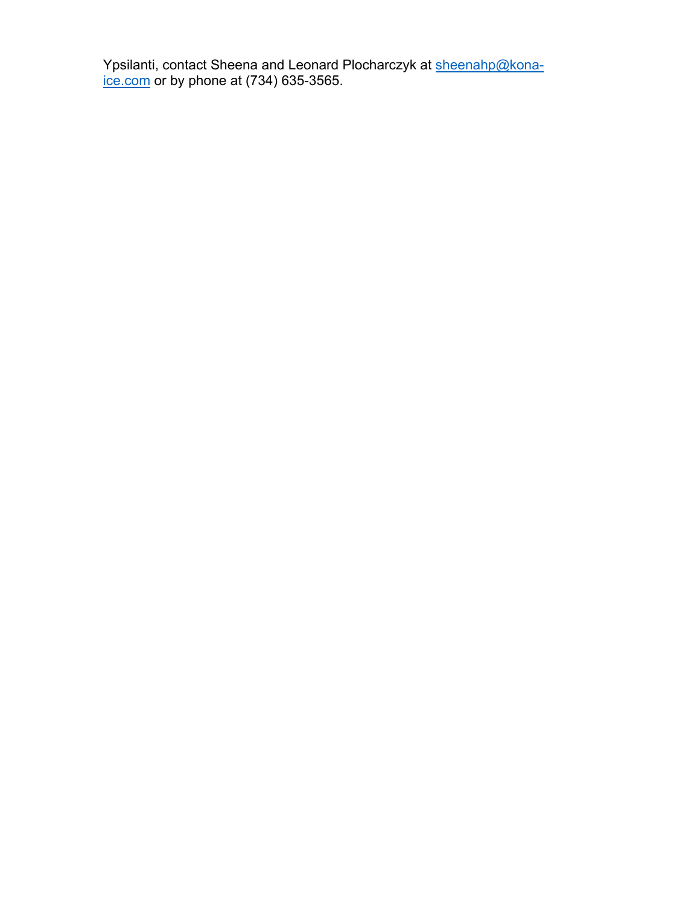Ypsilanti, contact Sheena and Leonard Plocharczyk at sheenahp@kona-ice.com or by phone at (734) 635-3565.